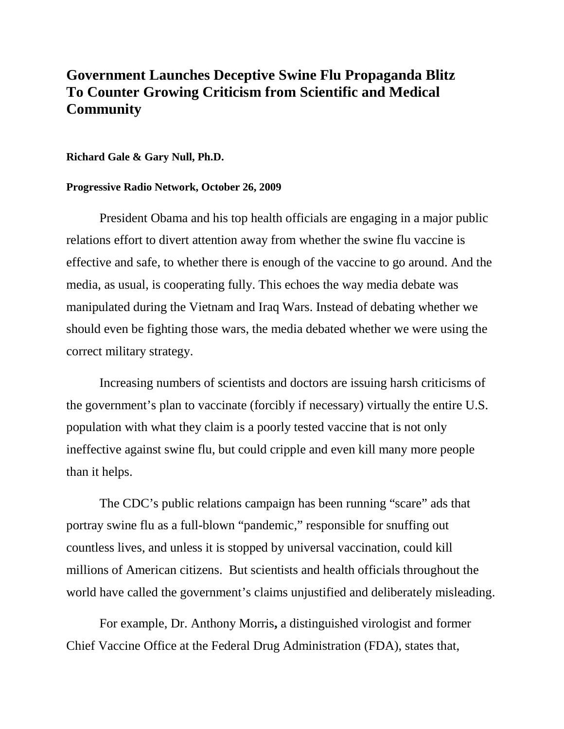# Government Launches Deceptive Swine Flu Propaganda Blitz To Counter Growing Criticism from Scientific and Medical Community

**Richard Gale & Gary Null, Ph.D.**

**Progressive Radio Network, October 26, 2009**

President Obama and his top health officials are engaging in a major public relations effort to divert attention away from whether the swine flu vaccine is effective and safe, to whether there is enough of the vaccine to go around. And the media, as usual, is cooperating fully. This echoes the way media debate was manipulated during the Vietnam and Iraq Wars. Instead of debating whether we should even be fighting those wars, the media debated whether we were using the correct military strategy.

Increasing numbers of scientists and doctors are issuing harsh criticisms of the government's plan to vaccinate (forcibly if necessary) virtually the entire U.S. population with what they claim is a poorly tested vaccine that is not only ineffective against swine flu, but could cripple and even kill many more people than it helps.

The CDC's public relations campaign has been running "scare" ads that portray swine flu as a full-blown "pandemic," responsible for snuffing out countless lives, and unless it is stopped by universal vaccination, could kill millions of American citizens. But scientists and health officials throughout the world have called the government's claims unjustified and deliberately misleading.

For example, Dr. Anthony Morris**,** a distinguished virologist and former Chief Vaccine Office at the Federal Drug Administration (FDA), states that,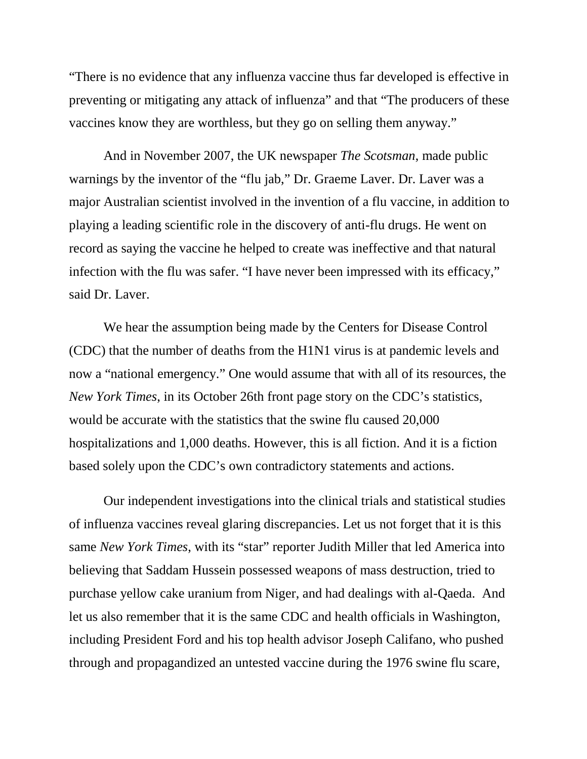"There is no evidence that any influenza vaccine thus far developed is effective in preventing or mitigating any attack of influenza" and that "The producers of these vaccines know they are worthless, but they go on selling them anyway."

And in November 2007, the UK newspaper *The Scotsman*, made public warnings by the inventor of the "flu jab," Dr. Graeme Laver. Dr. Laver was a major Australian scientist involved in the invention of a flu vaccine, in addition to playing a leading scientific role in the discovery of anti-flu drugs. He went on record as saying the vaccine he helped to create was ineffective and that natural infection with the flu was safer. "I have never been impressed with its efficacy," said Dr. Laver.

We hear the assumption being made by the Centers for Disease Control (CDC) that the number of deaths from the H1N1 virus is at pandemic levels and now a "national emergency." One would assume that with all of its resources, the *New York Times*, in its October 26th front page story on the CDC's statistics, would be accurate with the statistics that the swine flu caused 20,000 hospitalizations and 1,000 deaths. However, this is all fiction. And it is a fiction based solely upon the CDC's own contradictory statements and actions.

Our independent investigations into the clinical trials and statistical studies of influenza vaccines reveal glaring discrepancies. Let us not forget that it is this same *New York Times*, with its "star" reporter Judith Miller that led America into believing that Saddam Hussein possessed weapons of mass destruction, tried to purchase yellow cake uranium from Niger, and had dealings with al-Qaeda. And let us also remember that it is the same CDC and health officials in Washington, including President Ford and his top health advisor Joseph Califano, who pushed through and propagandized an untested vaccine during the 1976 swine flu scare,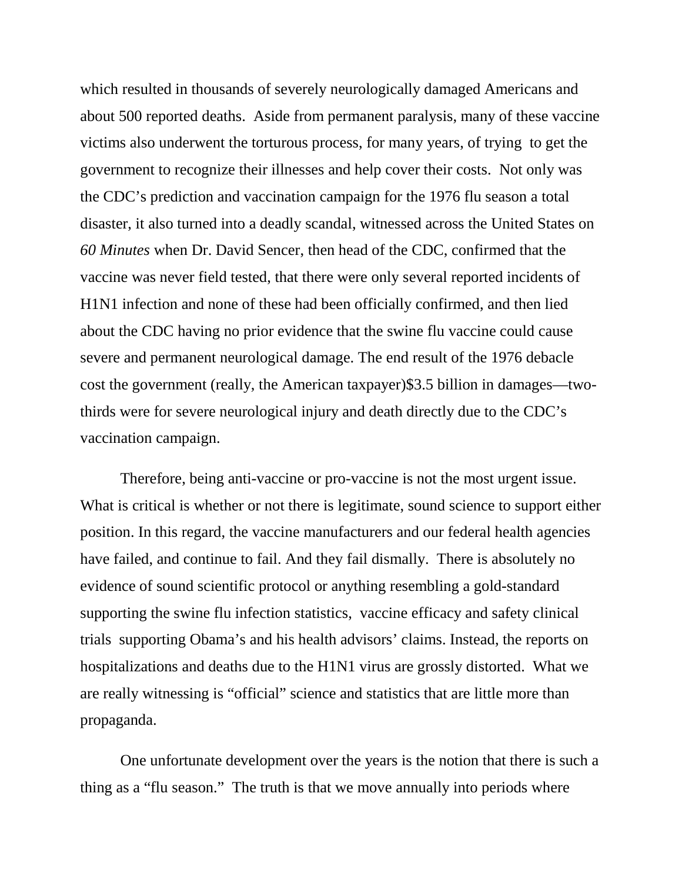which resulted in thousands of severely neurologically damaged Americans and about 500 reported deaths. Aside from permanent paralysis, many of these vaccine victims also underwent the torturous process, for many years, of trying to get the government to recognize their illnesses and help cover their costs. Not only was the CDC's prediction and vaccination campaign for the 1976 flu season a total disaster, it also turned into a deadly scandal, witnessed across the United States on *60 Minutes* when Dr. David Sencer, then head of the CDC, confirmed that the vaccine was never field tested, that there were only several reported incidents of H1N1 infection and none of these had been officially confirmed, and then lied about the CDC having no prior evidence that the swine flu vaccine could cause severe and permanent neurological damage. The end result of the 1976 debacle cost the government (really, the American taxpayer)$3.5 billion in damages—two-thirds were for severe neurological injury and death directly due to the CDC's vaccination campaign.

Therefore, being anti-vaccine or pro-vaccine is not the most urgent issue. What is critical is whether or not there is legitimate, sound science to support either position. In this regard, the vaccine manufacturers and our federal health agencies have failed, and continue to fail. And they fail dismally. There is absolutely no evidence of sound scientific protocol or anything resembling a gold-standard supporting the swine flu infection statistics, vaccine efficacy and safety clinical trials supporting Obama's and his health advisors' claims. Instead, the reports on hospitalizations and deaths due to the H1N1 virus are grossly distorted. What we are really witnessing is "official" science and statistics that are little more than propaganda.

One unfortunate development over the years is the notion that there is such a thing as a "flu season." The truth is that we move annually into periods where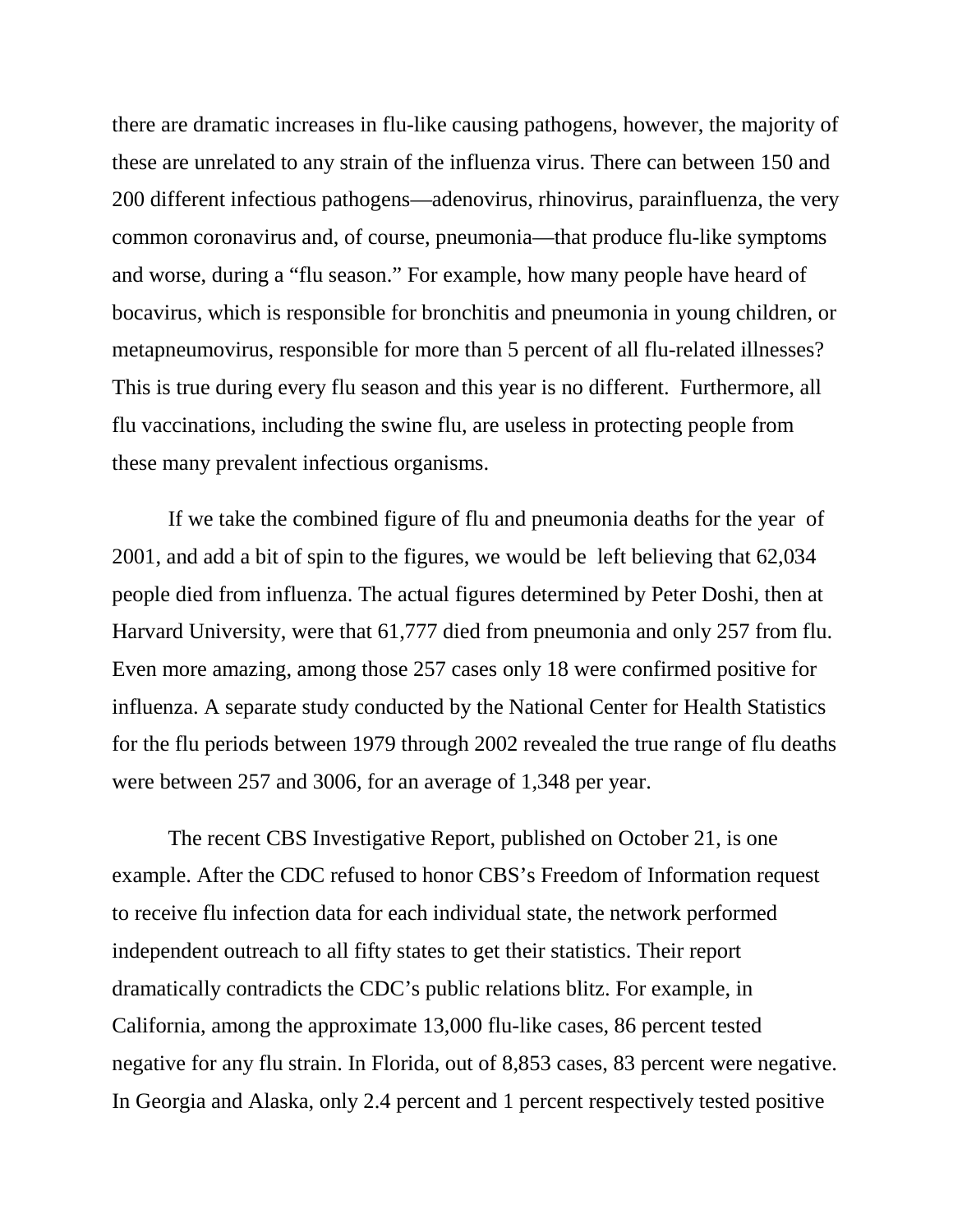there are dramatic increases in flu-like causing pathogens, however, the majority of these are unrelated to any strain of the influenza virus. There can between 150 and 200 different infectious pathogens—adenovirus, rhinovirus, parainfluenza, the very common coronavirus and, of course, pneumonia—that produce flu-like symptoms and worse, during a "flu season." For example, how many people have heard of bocavirus, which is responsible for bronchitis and pneumonia in young children, or metapneumovirus, responsible for more than 5 percent of all flu-related illnesses? This is true during every flu season and this year is no different. Furthermore, all flu vaccinations, including the swine flu, are useless in protecting people from these many prevalent infectious organisms.

If we take the combined figure of flu and pneumonia deaths for the year of 2001, and add a bit of spin to the figures, we would be left believing that 62,034 people died from influenza. The actual figures determined by Peter Doshi, then at Harvard University, were that 61,777 died from pneumonia and only 257 from flu. Even more amazing, among those 257 cases only 18 were confirmed positive for influenza. A separate study conducted by the National Center for Health Statistics for the flu periods between 1979 through 2002 revealed the true range of flu deaths were between 257 and 3006, for an average of 1,348 per year.

The recent CBS Investigative Report, published on October 21, is one example. After the CDC refused to honor CBS's Freedom of Information request to receive flu infection data for each individual state, the network performed independent outreach to all fifty states to get their statistics. Their report dramatically contradicts the CDC's public relations blitz. For example, in California, among the approximate 13,000 flu-like cases, 86 percent tested negative for any flu strain. In Florida, out of 8,853 cases, 83 percent were negative. In Georgia and Alaska, only 2.4 percent and 1 percent respectively tested positive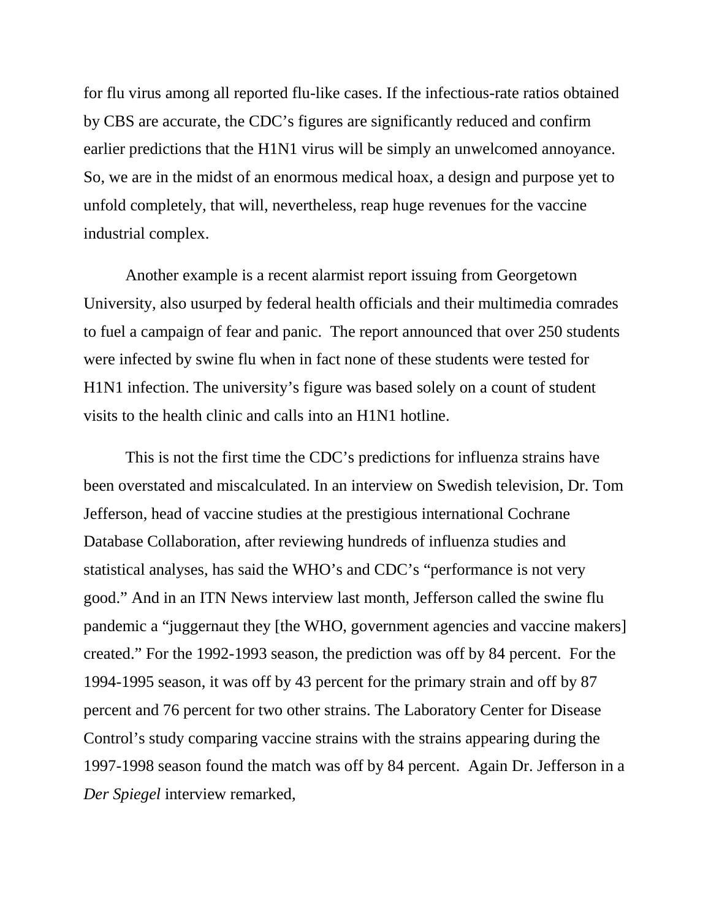for flu virus among all reported flu-like cases. If the infectious-rate ratios obtained by CBS are accurate, the CDC's figures are significantly reduced and confirm earlier predictions that the H1N1 virus will be simply an unwelcomed annoyance. So, we are in the midst of an enormous medical hoax, a design and purpose yet to unfold completely, that will, nevertheless, reap huge revenues for the vaccine industrial complex.

Another example is a recent alarmist report issuing from Georgetown University, also usurped by federal health officials and their multimedia comrades to fuel a campaign of fear and panic. The report announced that over 250 students were infected by swine flu when in fact none of these students were tested for H1N1 infection. The university's figure was based solely on a count of student visits to the health clinic and calls into an H1N1 hotline.

This is not the first time the CDC's predictions for influenza strains have been overstated and miscalculated. In an interview on Swedish television, Dr. Tom Jefferson, head of vaccine studies at the prestigious international Cochrane Database Collaboration, after reviewing hundreds of influenza studies and statistical analyses, has said the WHO's and CDC's "performance is not very good." And in an ITN News interview last month, Jefferson called the swine flu pandemic a "juggernaut they [the WHO, government agencies and vaccine makers] created." For the 1992-1993 season, the prediction was off by 84 percent. For the 1994-1995 season, it was off by 43 percent for the primary strain and off by 87 percent and 76 percent for two other strains. The Laboratory Center for Disease Control's study comparing vaccine strains with the strains appearing during the 1997-1998 season found the match was off by 84 percent. Again Dr. Jefferson in a *Der Spiegel* interview remarked,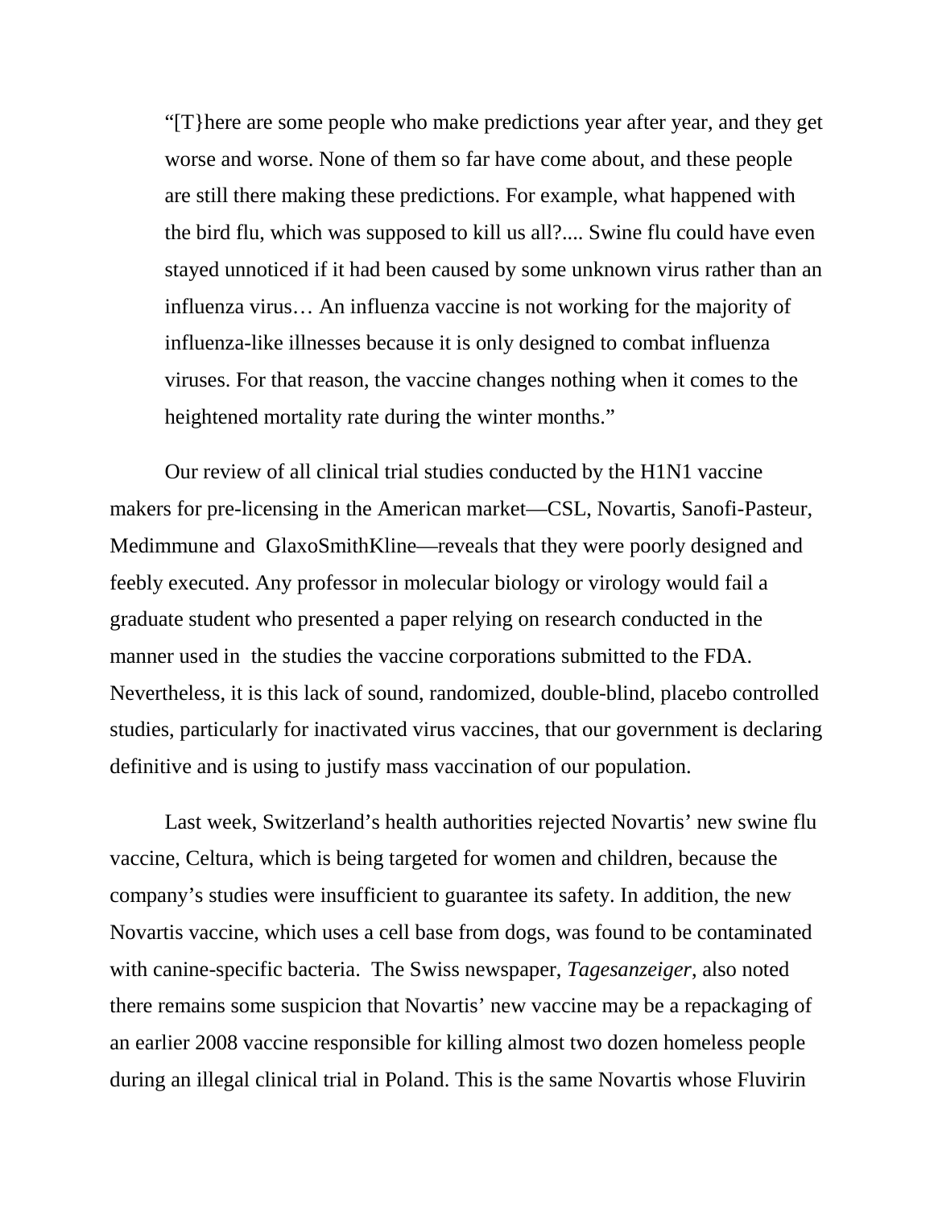> “[T}here are some people who make predictions year after year, and they get worse and worse. None of them so far have come about, and these people are still there making these predictions. For example, what happened with the bird flu, which was supposed to kill us all?.... Swine flu could have even stayed unnoticed if it had been caused by some unknown virus rather than an influenza virus… An influenza vaccine is not working for the majority of influenza-like illnesses because it is only designed to combat influenza viruses. For that reason, the vaccine changes nothing when it comes to the heightened mortality rate during the winter months.”

Our review of all clinical trial studies conducted by the H1N1 vaccine makers for pre-licensing in the American market—CSL, Novartis, Sanofi-Pasteur, Medimmune and GlaxoSmithKline—reveals that they were poorly designed and feebly executed. Any professor in molecular biology or virology would fail a graduate student who presented a paper relying on research conducted in the manner used in the studies the vaccine corporations submitted to the FDA. Nevertheless, it is this lack of sound, randomized, double-blind, placebo controlled studies, particularly for inactivated virus vaccines, that our government is declaring definitive and is using to justify mass vaccination of our population.

Last week, Switzerland’s health authorities rejected Novartis’ new swine flu vaccine, Celtura, which is being targeted for women and children, because the company’s studies were insufficient to guarantee its safety. In addition, the new Novartis vaccine, which uses a cell base from dogs, was found to be contaminated with canine-specific bacteria. The Swiss newspaper, *Tagesanzeiger*, also noted there remains some suspicion that Novartis’ new vaccine may be a repackaging of an earlier 2008 vaccine responsible for killing almost two dozen homeless people during an illegal clinical trial in Poland. This is the same Novartis whose Fluvirin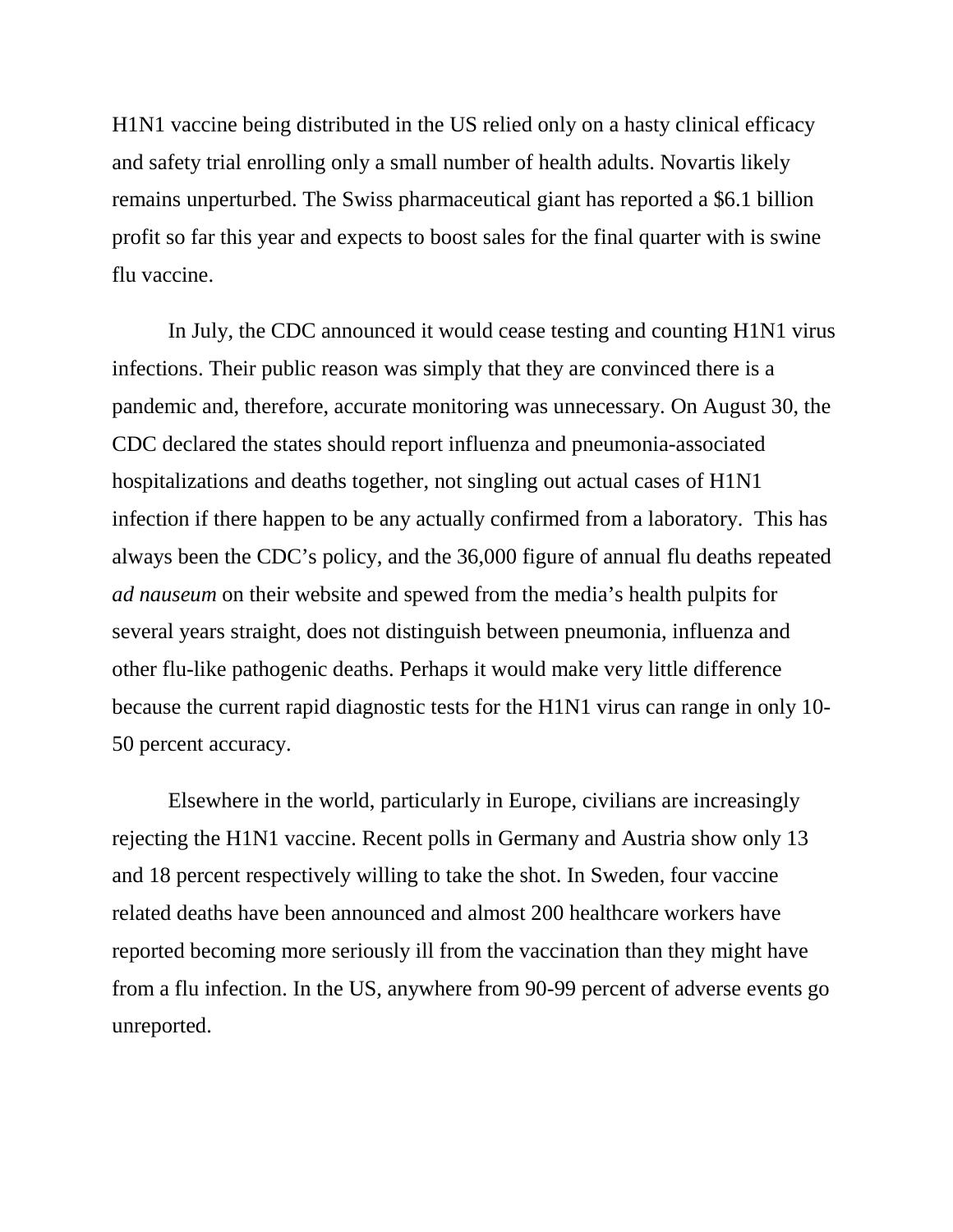H1N1 vaccine being distributed in the US relied only on a hasty clinical efficacy and safety trial enrolling only a small number of health adults. Novartis likely remains unperturbed. The Swiss pharmaceutical giant has reported a $6.1 billion profit so far this year and expects to boost sales for the final quarter with is swine flu vaccine.

In July, the CDC announced it would cease testing and counting H1N1 virus infections. Their public reason was simply that they are convinced there is a pandemic and, therefore, accurate monitoring was unnecessary. On August 30, the CDC declared the states should report influenza and pneumonia-associated hospitalizations and deaths together, not singling out actual cases of H1N1 infection if there happen to be any actually confirmed from a laboratory. This has always been the CDC's policy, and the 36,000 figure of annual flu deaths repeated *ad nauseum* on their website and spewed from the media's health pulpits for several years straight, does not distinguish between pneumonia, influenza and other flu-like pathogenic deaths. Perhaps it would make very little difference because the current rapid diagnostic tests for the H1N1 virus can range in only 10-50 percent accuracy.

Elsewhere in the world, particularly in Europe, civilians are increasingly rejecting the H1N1 vaccine. Recent polls in Germany and Austria show only 13 and 18 percent respectively willing to take the shot. In Sweden, four vaccine related deaths have been announced and almost 200 healthcare workers have reported becoming more seriously ill from the vaccination than they might have from a flu infection. In the US, anywhere from 90-99 percent of adverse events go unreported.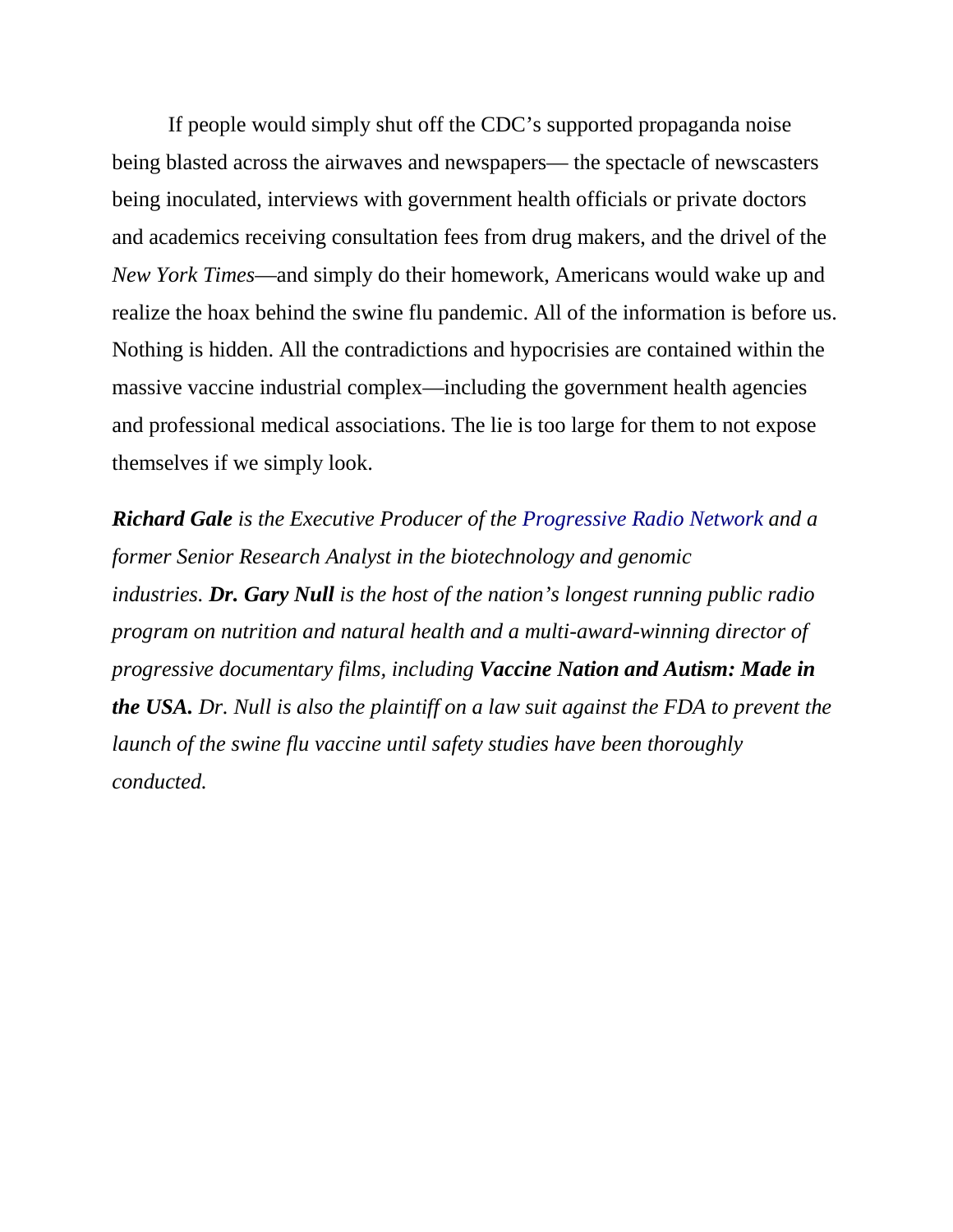If people would simply shut off the CDC's supported propaganda noise being blasted across the airwaves and newspapers— the spectacle of newscasters being inoculated, interviews with government health officials or private doctors and academics receiving consultation fees from drug makers, and the drivel of the *New York Times*—and simply do their homework, Americans would wake up and realize the hoax behind the swine flu pandemic. All of the information is before us. Nothing is hidden. All the contradictions and hypocrisies are contained within the massive vaccine industrial complex—including the government health agencies and professional medical associations. The lie is too large for them to not expose themselves if we simply look.

***Richard Gale*** *is the Executive Producer of the Progressive Radio Network and a former Senior Research Analyst in the biotechnology and genomic industries.* ***Dr. Gary Null*** *is the host of the nation's longest running public radio program on nutrition and natural health and a multi-award-winning director of progressive documentary films, including* ***Vaccine Nation and Autism: Made in the USA.*** *Dr. Null is also the plaintiff on a law suit against the FDA to prevent the launch of the swine flu vaccine until safety studies have been thoroughly conducted.*